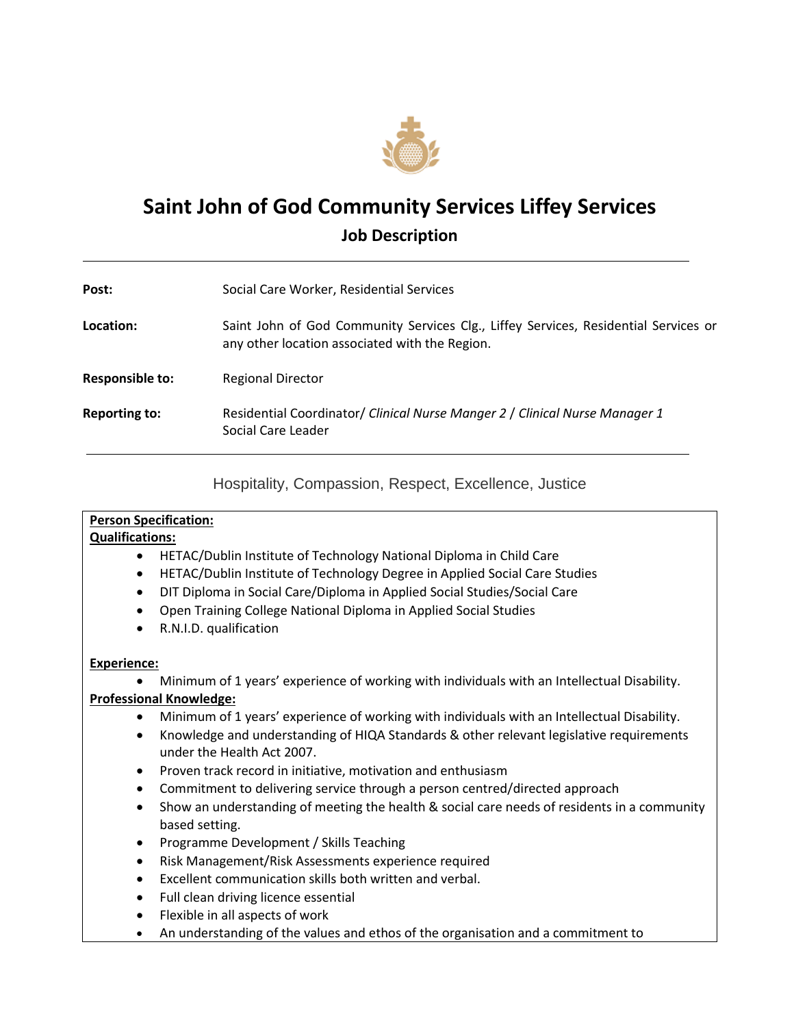# Saint John of God Community Services Liffey Services

## Job Description

---

| | |
|---|---|
| **Post:** | Social Care Worker, Residential Services |
| **Location:** | Saint John of God Community Services Clg., Liffey Services, Residential Services or any other location associated with the Region. |
| **Responsible to:** | Regional Director |
| **Reporting to:** | Residential Coordinator/ *Clinical Nurse Manger 2* / *Clinical Nurse Manager 1* Social Care Leader |

---

Hospitality, Compassion, Respect, Excellence, Justice

**Person Specification:**

**Qualifications:**

- HETAC/Dublin Institute of Technology National Diploma in Child Care
- HETAC/Dublin Institute of Technology Degree in Applied Social Care Studies
- DIT Diploma in Social Care/Diploma in Applied Social Studies/Social Care
- Open Training College National Diploma in Applied Social Studies
- R.N.I.D. qualification

**Experience:**

- Minimum of 1 years' experience of working with individuals with an Intellectual Disability.

**Professional Knowledge:**

- Minimum of 1 years' experience of working with individuals with an Intellectual Disability.
- Knowledge and understanding of HIQA Standards & other relevant legislative requirements under the Health Act 2007.
- Proven track record in initiative, motivation and enthusiasm
- Commitment to delivering service through a person centred/directed approach
- Show an understanding of meeting the health & social care needs of residents in a community based setting.
- Programme Development / Skills Teaching
- Risk Management/Risk Assessments experience required
- Excellent communication skills both written and verbal.
- Full clean driving licence essential
- Flexible in all aspects of work
- An understanding of the values and ethos of the organisation and a commitment to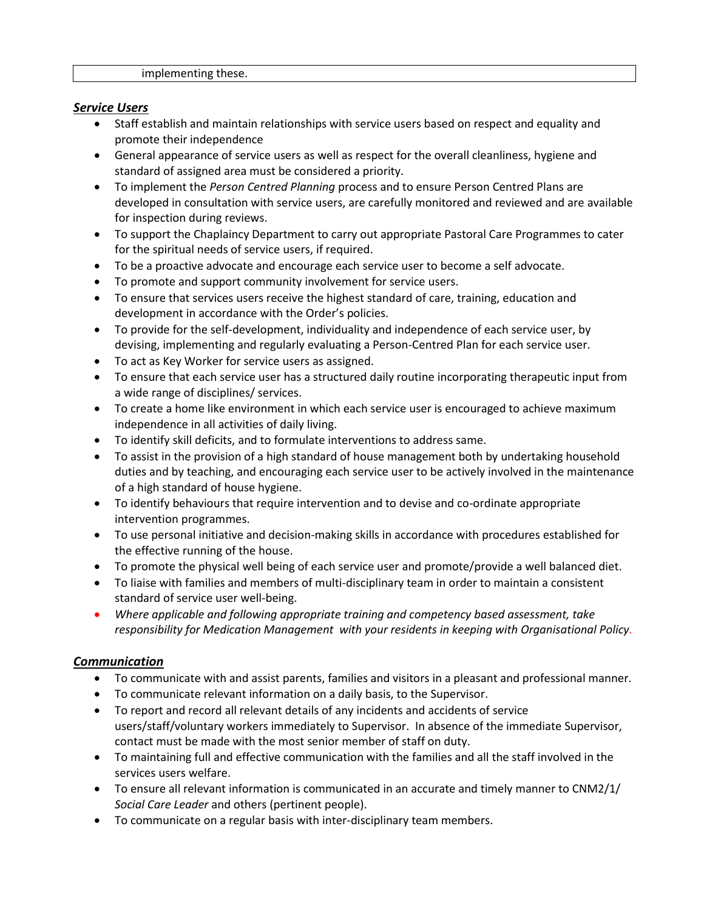| implementing these. |
|---|

## ***Service Users***

- Staff establish and maintain relationships with service users based on respect and equality and promote their independence
- General appearance of service users as well as respect for the overall cleanliness, hygiene and standard of assigned area must be considered a priority.
- To implement the *Person Centred Planning* process and to ensure Person Centred Plans are developed in consultation with service users, are carefully monitored and reviewed and are available for inspection during reviews.
- To support the Chaplaincy Department to carry out appropriate Pastoral Care Programmes to cater for the spiritual needs of service users, if required.
- To be a proactive advocate and encourage each service user to become a self advocate.
- To promote and support community involvement for service users.
- To ensure that services users receive the highest standard of care, training, education and development in accordance with the Order's policies.
- To provide for the self-development, individuality and independence of each service user, by devising, implementing and regularly evaluating a Person-Centred Plan for each service user.
- To act as Key Worker for service users as assigned.
- To ensure that each service user has a structured daily routine incorporating therapeutic input from a wide range of disciplines/ services.
- To create a home like environment in which each service user is encouraged to achieve maximum independence in all activities of daily living.
- To identify skill deficits, and to formulate interventions to address same.
- To assist in the provision of a high standard of house management both by undertaking household duties and by teaching, and encouraging each service user to be actively involved in the maintenance of a high standard of house hygiene.
- To identify behaviours that require intervention and to devise and co-ordinate appropriate intervention programmes.
- To use personal initiative and decision-making skills in accordance with procedures established for the effective running of the house.
- To promote the physical well being of each service user and promote/provide a well balanced diet.
- To liaise with families and members of multi-disciplinary team in order to maintain a consistent standard of service user well-being.
- *Where applicable and following appropriate training and competency based assessment, take responsibility for Medication Management with your residents in keeping with Organisational Policy.*

## ***Communication***

- To communicate with and assist parents, families and visitors in a pleasant and professional manner.
- To communicate relevant information on a daily basis, to the Supervisor.
- To report and record all relevant details of any incidents and accidents of service users/staff/voluntary workers immediately to Supervisor. In absence of the immediate Supervisor, contact must be made with the most senior member of staff on duty.
- To maintaining full and effective communication with the families and all the staff involved in the services users welfare.
- To ensure all relevant information is communicated in an accurate and timely manner to CNM2/1/ *Social Care Leader* and others (pertinent people).
- To communicate on a regular basis with inter-disciplinary team members.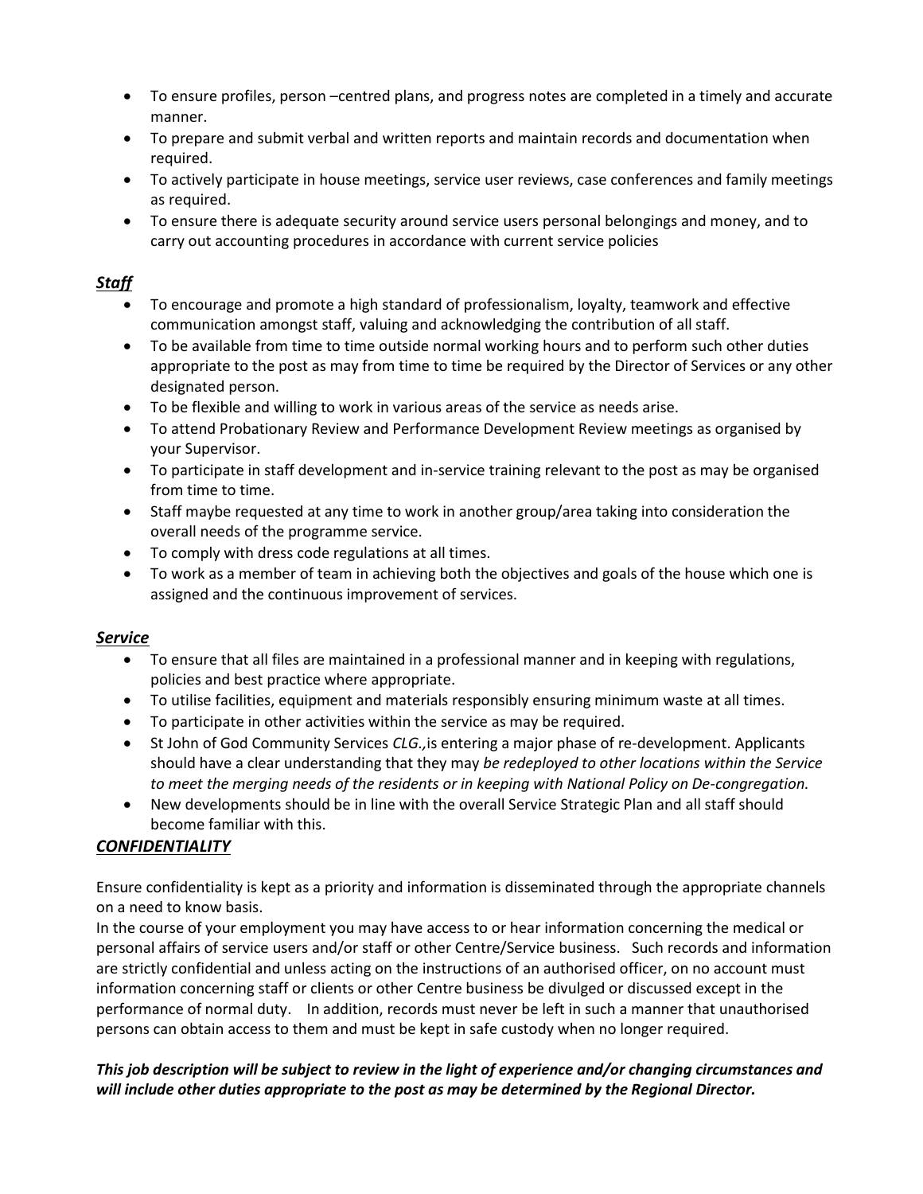- To ensure profiles, person –centred plans, and progress notes are completed in a timely and accurate manner.
- To prepare and submit verbal and written reports and maintain records and documentation when required.
- To actively participate in house meetings, service user reviews, case conferences and family meetings as required.
- To ensure there is adequate security around service users personal belongings and money, and to carry out accounting procedures in accordance with current service policies

### ***Staff***

- To encourage and promote a high standard of professionalism, loyalty, teamwork and effective communication amongst staff, valuing and acknowledging the contribution of all staff.
- To be available from time to time outside normal working hours and to perform such other duties appropriate to the post as may from time to time be required by the Director of Services or any other designated person.
- To be flexible and willing to work in various areas of the service as needs arise.
- To attend Probationary Review and Performance Development Review meetings as organised by your Supervisor.
- To participate in staff development and in-service training relevant to the post as may be organised from time to time.
- Staff maybe requested at any time to work in another group/area taking into consideration the overall needs of the programme service.
- To comply with dress code regulations at all times.
- To work as a member of team in achieving both the objectives and goals of the house which one is assigned and the continuous improvement of services.

### ***Service***

- To ensure that all files are maintained in a professional manner and in keeping with regulations, policies and best practice where appropriate.
- To utilise facilities, equipment and materials responsibly ensuring minimum waste at all times.
- To participate in other activities within the service as may be required.
- St John of God Community Services *CLG.,*is entering a major phase of re-development. Applicants should have a clear understanding that they may *be redeployed to other locations within the Service to meet the merging needs of the residents or in keeping with National Policy on De-congregation.*
- New developments should be in line with the overall Service Strategic Plan and all staff should become familiar with this.

### ***CONFIDENTIALITY***

Ensure confidentiality is kept as a priority and information is disseminated through the appropriate channels on a need to know basis.

In the course of your employment you may have access to or hear information concerning the medical or personal affairs of service users and/or staff or other Centre/Service business. Such records and information are strictly confidential and unless acting on the instructions of an authorised officer, on no account must information concerning staff or clients or other Centre business be divulged or discussed except in the performance of normal duty. In addition, records must never be left in such a manner that unauthorised persons can obtain access to them and must be kept in safe custody when no longer required.

***This job description will be subject to review in the light of experience and/or changing circumstances and will include other duties appropriate to the post as may be determined by the Regional Director.***